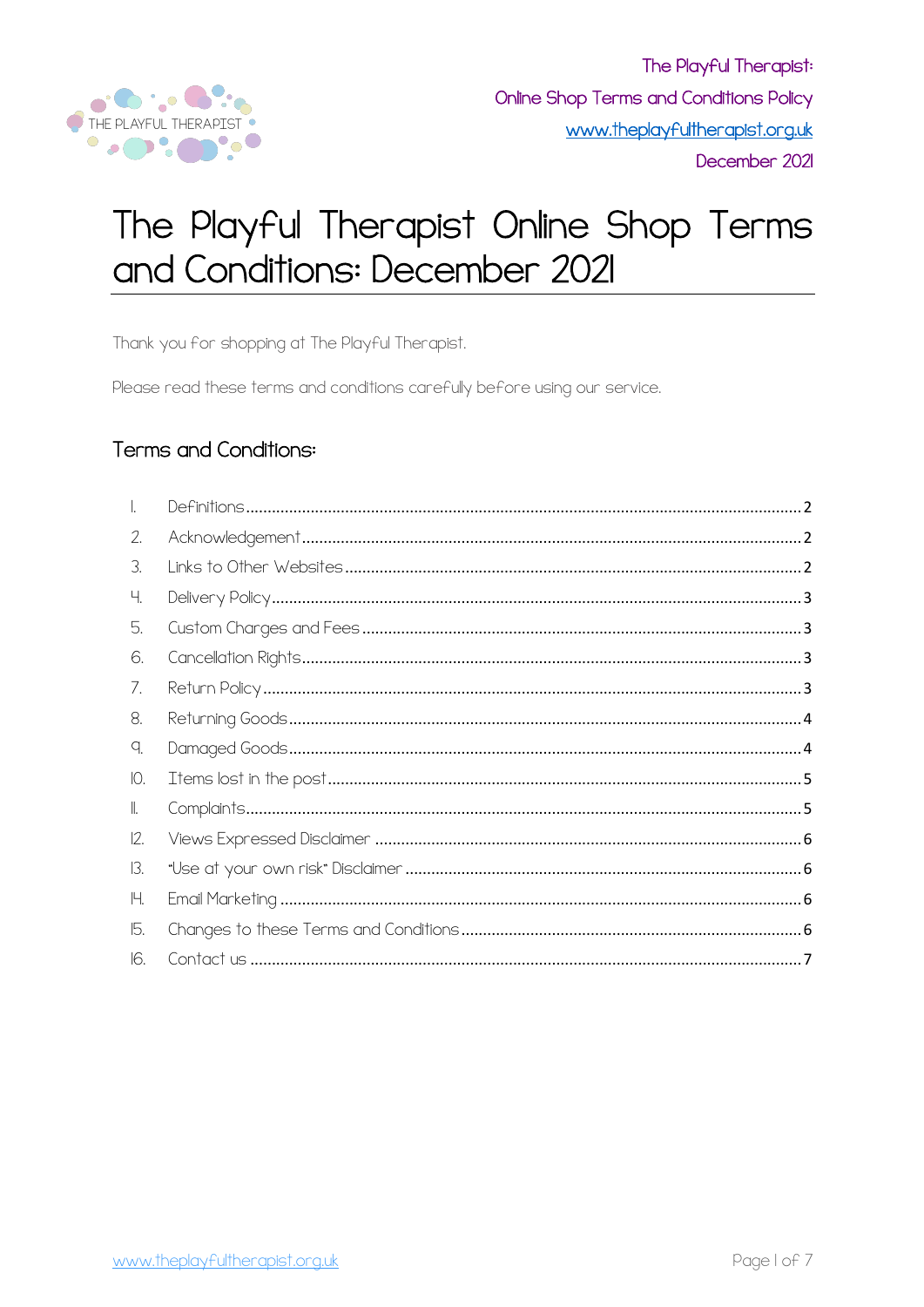# The Playful Therapist Online Shop Terms and Conditions: December 2021

Thank you for shopping at The Playful Therapist.

Please read these terms and conditions carefully before using our service.

## Terms and Conditions:

1. Definitions ........ 2
2. Acknowledgement ........ 2
3. Links to Other Websites ........ 2
4. Delivery Policy ........ 3
5. Custom Charges and Fees ........ 3
6. Cancellation Rights ........ 3
7. Return Policy ........ 3
8. Returning Goods ........ 4
9. Damaged Goods ........ 4
10. Items lost in the post ........ 5
11. Complaints ........ 5
12. Views Expressed Disclaimer ........ 6
13. "Use at your own risk" Disclaimer ........ 6
14. Email Marketing ........ 6
15. Changes to these Terms and Conditions ........ 6
16. Contact us ........ 7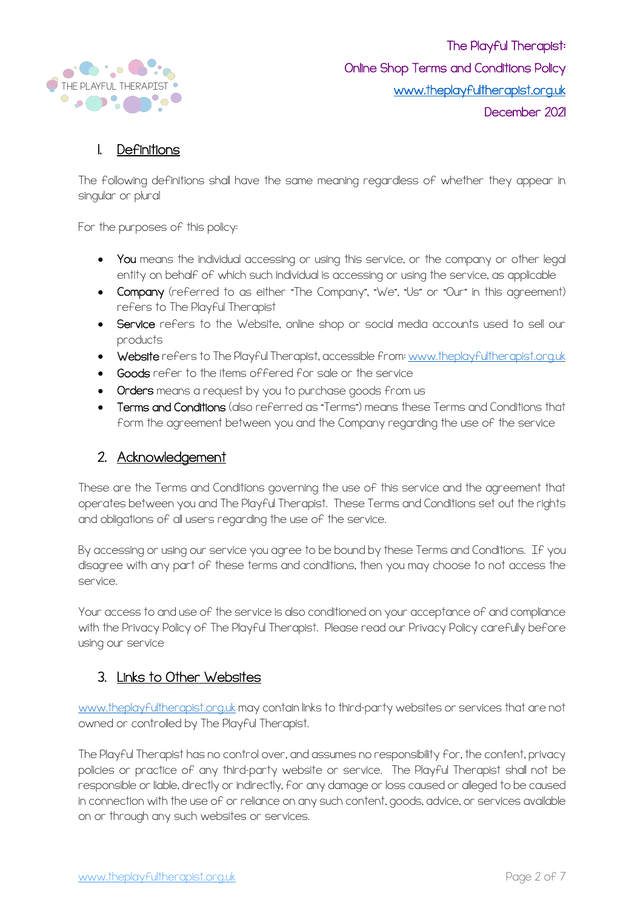## 1. Definitions

The following definitions shall have the same meaning regardless of whether they appear in singular or plural

For the purposes of this policy:

- **You** means the individual accessing or using this service, or the company or other legal entity on behalf of which such individual is accessing or using the service, as applicable
- **Company** (referred to as either "The Company", "We", "Us" or "Our" in this agreement) refers to The Playful Therapist
- **Service** refers to the Website, online shop or social media accounts used to sell our products
- **Website** refers to The Playful Therapist, accessible from: www.theplayfultherapist.org.uk
- **Goods** refer to the items offered for sale or the service
- **Orders** means a request by you to purchase goods from us
- **Terms and Conditions** (also referred as "Terms") means these Terms and Conditions that form the agreement between you and the Company regarding the use of the service

## 2. Acknowledgement

These are the Terms and Conditions governing the use of this service and the agreement that operates between you and The Playful Therapist. These Terms and Conditions set out the rights and obligations of all users regarding the use of the service.

By accessing or using our service you agree to be bound by these Terms and Conditions. If you disagree with any part of these terms and conditions, then you may choose to not access the service.

Your access to and use of the service is also conditioned on your acceptance of and compliance with the Privacy Policy of The Playful Therapist. Please read our Privacy Policy carefully before using our service

## 3. Links to Other Websites

www.theplayfultherapist.org.uk may contain links to third-party websites or services that are not owned or controlled by The Playful Therapist.

The Playful Therapist has no control over, and assumes no responsibility for, the content, privacy policies or practice of any third-party website or service. The Playful Therapist shall not be responsible or liable, directly or indirectly, for any damage or loss caused or alleged to be caused in connection with the use of or reliance on any such content, goods, advice, or services available on or through any such websites or services.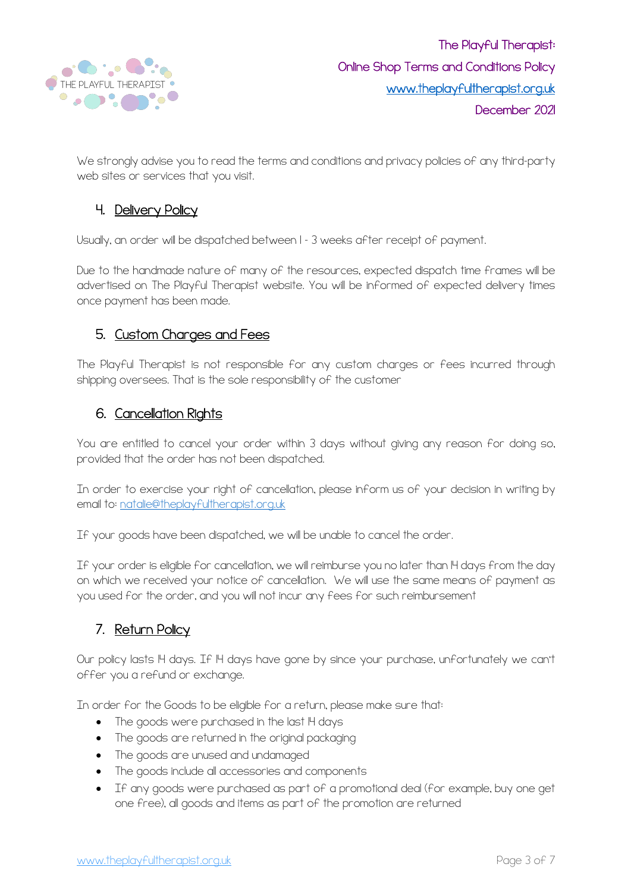We strongly advise you to read the terms and conditions and privacy policies of any third-party web sites or services that you visit.

## 4. Delivery Policy

Usually, an order will be dispatched between 1 - 3 weeks after receipt of payment.

Due to the handmade nature of many of the resources, expected dispatch time frames will be advertised on The Playful Therapist website. You will be informed of expected delivery times once payment has been made.

## 5. Custom Charges and Fees

The Playful Therapist is not responsible for any custom charges or fees incurred through shipping oversees. That is the sole responsibility of the customer

## 6. Cancellation Rights

You are entitled to cancel your order within 3 days without giving any reason for doing so, provided that the order has not been dispatched.

In order to exercise your right of cancellation, please inform us of your decision in writing by email to: natalie@theplayfultherapist.org.uk

If your goods have been dispatched, we will be unable to cancel the order.

If your order is eligible for cancellation, we will reimburse you no later than 14 days from the day on which we received your notice of cancellation. We will use the same means of payment as you used for the order, and you will not incur any fees for such reimbursement

## 7. Return Policy

Our policy lasts 14 days. If 14 days have gone by since your purchase, unfortunately we can't offer you a refund or exchange.

In order for the Goods to be eligible for a return, please make sure that:

- The goods were purchased in the last 14 days
- The goods are returned in the original packaging
- The goods are unused and undamaged
- The goods include all accessories and components
- If any goods were purchased as part of a promotional deal (for example, buy one get one free), all goods and items as part of the promotion are returned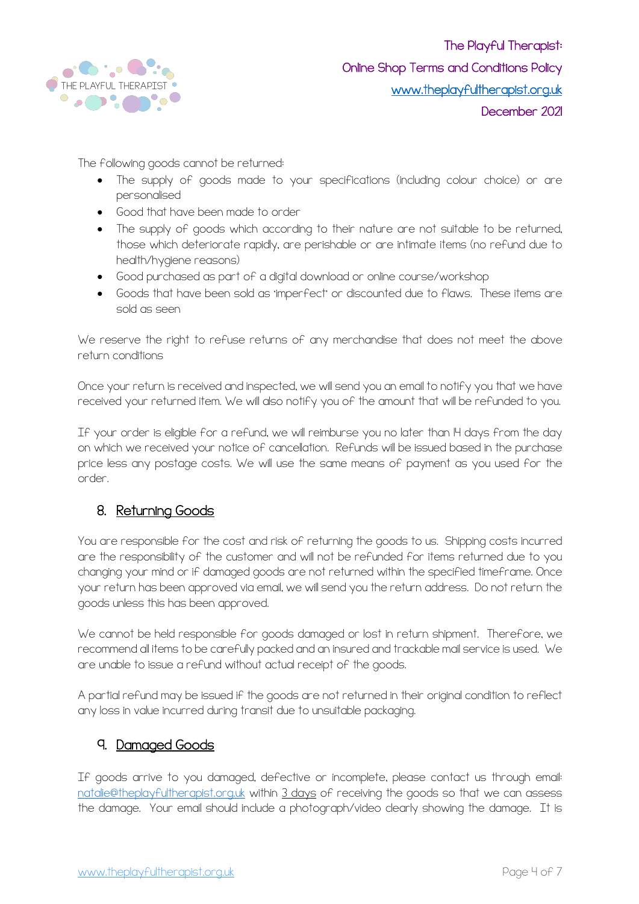The following goods cannot be returned:

- The supply of goods made to your specifications (including colour choice) or are personalised
- Good that have been made to order
- The supply of goods which according to their nature are not suitable to be returned, those which deteriorate rapidly, are perishable or are intimate items (no refund due to health/hygiene reasons)
- Good purchased as part of a digital download or online course/workshop
- Goods that have been sold as 'imperfect' or discounted due to flaws. These items are sold as seen

We reserve the right to refuse returns of any merchandise that does not meet the above return conditions

Once your return is received and inspected, we will send you an email to notify you that we have received your returned item. We will also notify you of the amount that will be refunded to you.

If your order is eligible for a refund, we will reimburse you no later than 14 days from the day on which we received your notice of cancellation. Refunds will be issued based in the purchase price less any postage costs. We will use the same means of payment as you used for the order.

## 8. Returning Goods

You are responsible for the cost and risk of returning the goods to us. Shipping costs incurred are the responsibility of the customer and will not be refunded for items returned due to you changing your mind or if damaged goods are not returned within the specified timeframe. Once your return has been approved via email, we will send you the return address. Do not return the goods unless this has been approved.

We cannot be held responsible for goods damaged or lost in return shipment. Therefore, we recommend all items to be carefully packed and an insured and trackable mail service is used. We are unable to issue a refund without actual receipt of the goods.

A partial refund may be issued if the goods are not returned in their original condition to reflect any loss in value incurred during transit due to unsuitable packaging.

## 9. Damaged Goods

If goods arrive to you damaged, defective or incomplete, please contact us through email: natalie@theplayfultherapist.org.uk within 3 days of receiving the goods so that we can assess the damage. Your email should include a photograph/video clearly showing the damage. It is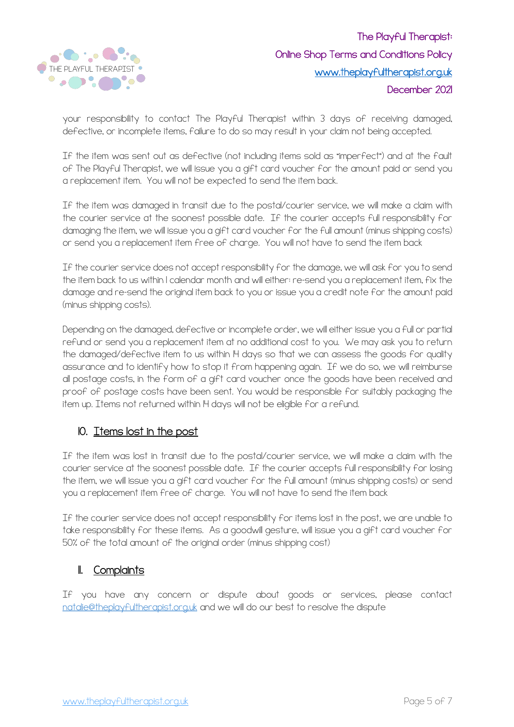your responsibility to contact The Playful Therapist within 3 days of receiving damaged, defective, or incomplete items, failure to do so may result in your claim not being accepted.

If the item was sent out as defective (not including items sold as "imperfect") and at the fault of The Playful Therapist, we will issue you a gift card voucher for the amount paid or send you a replacement item. You will not be expected to send the item back.

If the item was damaged in transit due to the postal/courier service, we will make a claim with the courier service at the soonest possible date. If the courier accepts full responsibility for damaging the item, we will issue you a gift card voucher for the full amount (minus shipping costs) or send you a replacement item free of charge. You will not have to send the item back

If the courier service does not accept responsibility for the damage, we will ask for you to send the item back to us within 1 calendar month and will either: re-send you a replacement item, fix the damage and re-send the original item back to you or issue you a credit note for the amount paid (minus shipping costs).

Depending on the damaged, defective or incomplete order, we will either issue you a full or partial refund or send you a replacement item at no additional cost to you. We may ask you to return the damaged/defective item to us within 14 days so that we can assess the goods for quality assurance and to identify how to stop it from happening again. If we do so, we will reimburse all postage costs, in the form of a gift card voucher once the goods have been received and proof of postage costs have been sent. You would be responsible for suitably packaging the item up. Items not returned within 14 days will not be eligible for a refund.

## 10. Items lost in the post

If the item was lost in transit due to the postal/courier service, we will make a claim with the courier service at the soonest possible date. If the courier accepts full responsibility for losing the item, we will issue you a gift card voucher for the full amount (minus shipping costs) or send you a replacement item free of charge. You will not have to send the item back

If the courier service does not accept responsibility for items lost in the post, we are unable to take responsibility for these items. As a goodwill gesture, will issue you a gift card voucher for 50% of the total amount of the original order (minus shipping cost)

## 11. Complaints

If you have any concern or dispute about goods or services, please contact natalie@theplayfultherapist.org.uk and we will do our best to resolve the dispute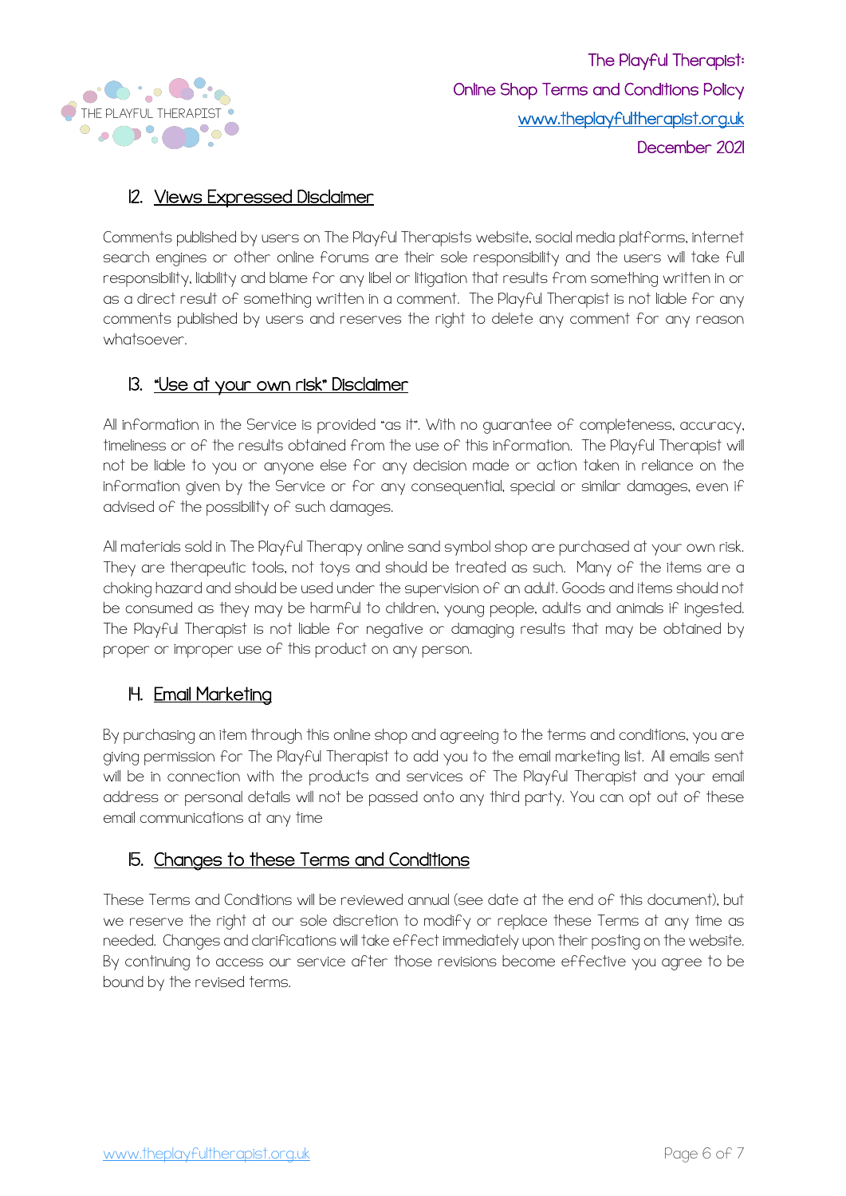## 12. Views Expressed Disclaimer

Comments published by users on The Playful Therapists website, social media platforms, internet search engines or other online forums are their sole responsibility and the users will take full responsibility, liability and blame for any libel or litigation that results from something written in or as a direct result of something written in a comment. The Playful Therapist is not liable for any comments published by users and reserves the right to delete any comment for any reason whatsoever.

## 13. "Use at your own risk" Disclaimer

All information in the Service is provided "as it". With no guarantee of completeness, accuracy, timeliness or of the results obtained from the use of this information. The Playful Therapist will not be liable to you or anyone else for any decision made or action taken in reliance on the information given by the Service or for any consequential, special or similar damages, even if advised of the possibility of such damages.

All materials sold in The Playful Therapy online sand symbol shop are purchased at your own risk. They are therapeutic tools, not toys and should be treated as such. Many of the items are a choking hazard and should be used under the supervision of an adult. Goods and items should not be consumed as they may be harmful to children, young people, adults and animals if ingested. The Playful Therapist is not liable for negative or damaging results that may be obtained by proper or improper use of this product on any person.

## 14. Email Marketing

By purchasing an item through this online shop and agreeing to the terms and conditions, you are giving permission for The Playful Therapist to add you to the email marketing list. All emails sent will be in connection with the products and services of The Playful Therapist and your email address or personal details will not be passed onto any third party. You can opt out of these email communications at any time

## 15. Changes to these Terms and Conditions

These Terms and Conditions will be reviewed annual (see date at the end of this document), but we reserve the right at our sole discretion to modify or replace these Terms at any time as needed. Changes and clarifications will take effect immediately upon their posting on the website. By continuing to access our service after those revisions become effective you agree to be bound by the revised terms.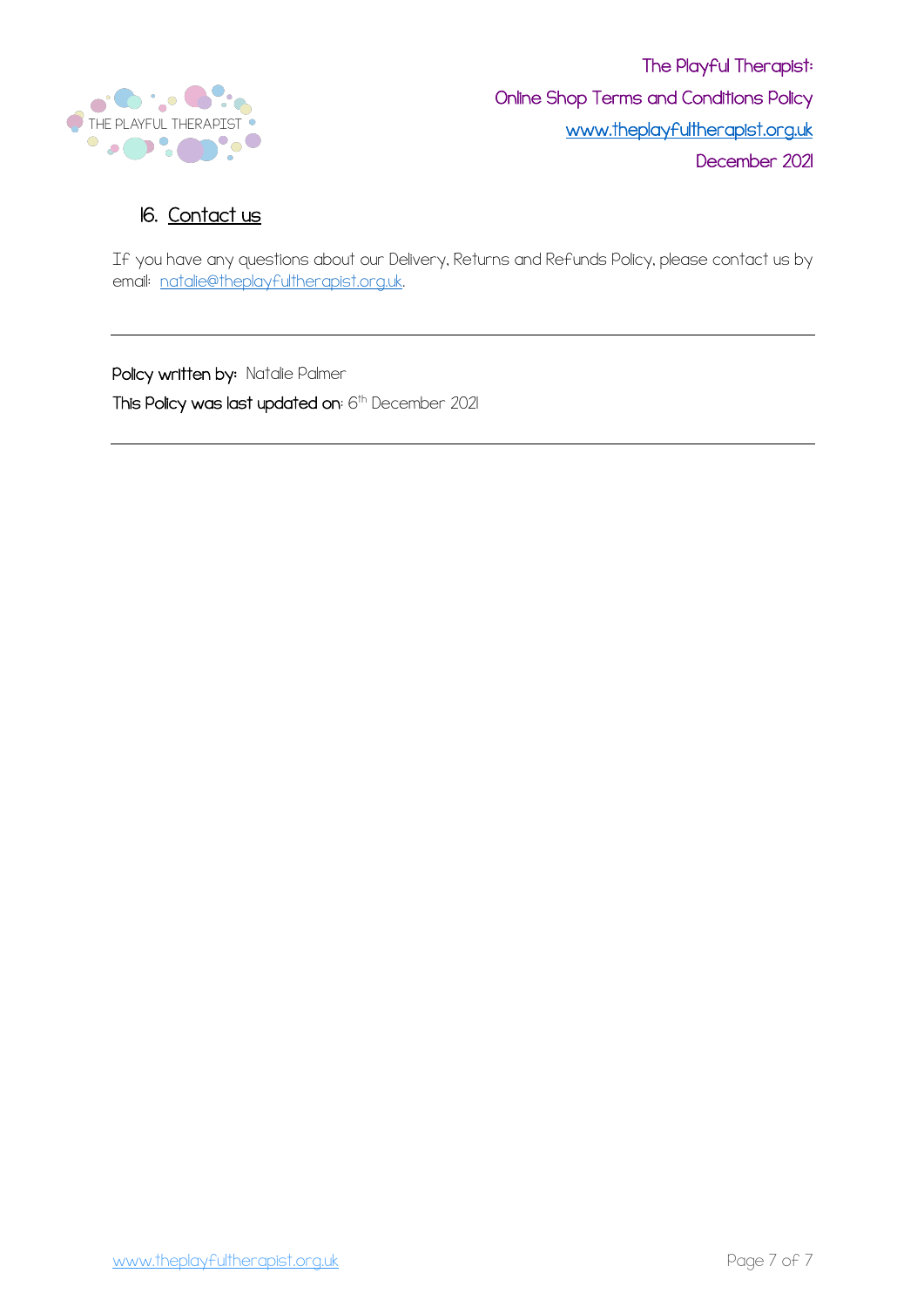## 16. Contact us

If you have any questions about our Delivery, Returns and Refunds Policy, please contact us by email: natalie@theplayfultherapist.org.uk.

---

**Policy written by:** Natalie Palmer

**This Policy was last updated on:** 6th December 2021

---